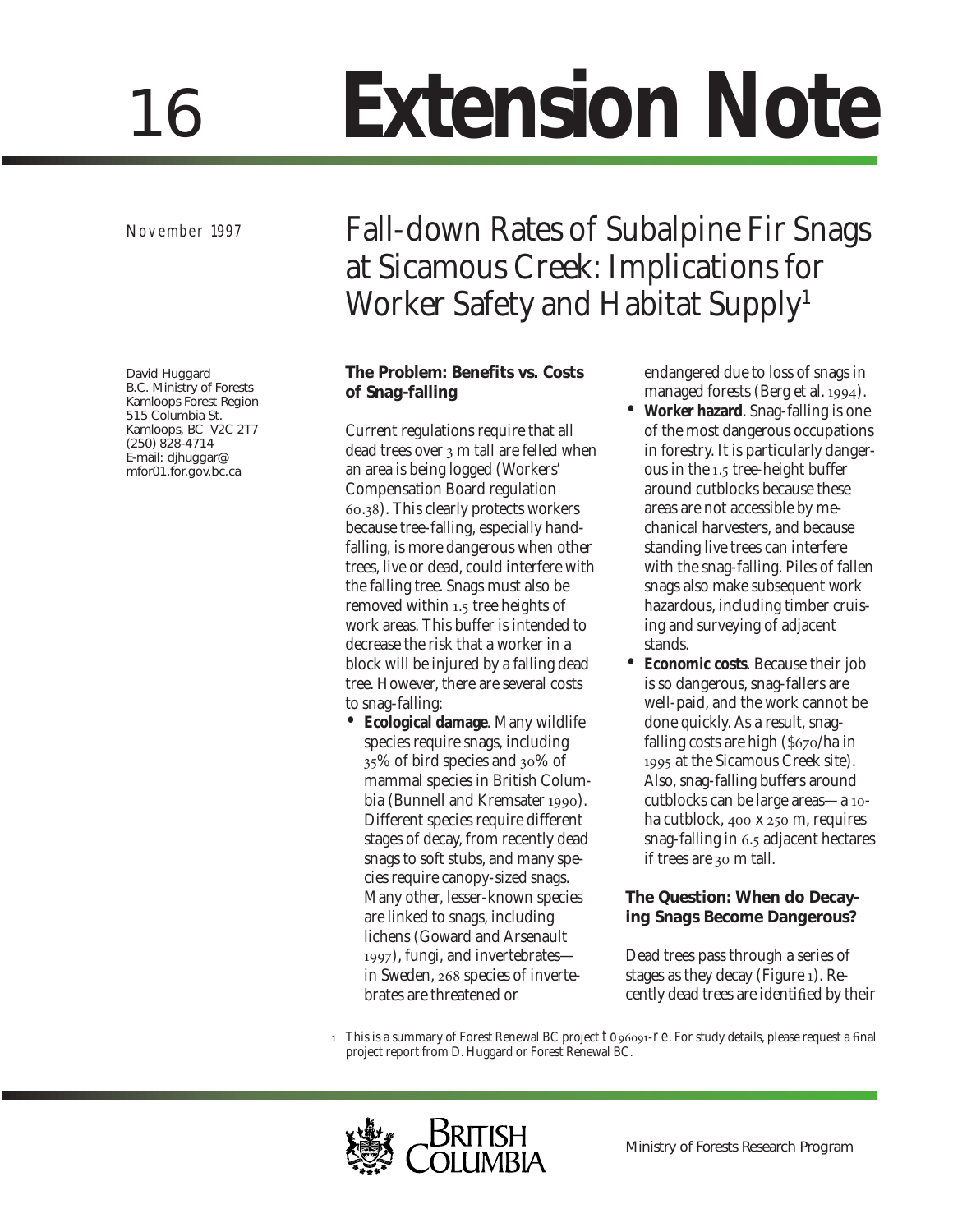# 16 Extension Note

November 1997

## Fall-down Rates of Subalpine Fir Snags at Sicamous Creek: Implications for Worker Safety and Habitat Supply[1]

David Huggard
B.C. Ministry of Forests
Kamloops Forest Region
515 Columbia St.
Kamloops, BC V2C 2T7
(250) 828-4714
E-mail: djhuggar@mfor01.for.gov.bc.ca

### The Problem: Benefits vs. Costs of Snag-falling

Current regulations require that all dead trees over 3 m tall are felled when an area is being logged (Workers' Compensation Board regulation 60.38). This clearly protects workers because tree-falling, especially hand-falling, is more dangerous when other trees, live or dead, could interfere with the falling tree. Snags must also be removed within 1.5 tree heights of work areas. This buffer is intended to decrease the risk that a worker in a block will be injured by a falling dead tree. However, there are several costs to snag-falling:

- **Ecological damage**. Many wildlife species require snags, including 35% of bird species and 30% of mammal species in British Columbia (Bunnell and Kremsater 1990). Different species require different stages of decay, from recently dead snags to soft stubs, and many species require canopy-sized snags. Many other, lesser-known species are linked to snags, including lichens (Goward and Arsenault 1997), fungi, and invertebrates—in Sweden, 268 species of invertebrates are threatened or endangered due to loss of snags in managed forests (Berg et al. 1994).
- **Worker hazard**. Snag-falling is one of the most dangerous occupations in forestry. It is particularly dangerous in the 1.5 tree-height buffer around cutblocks because these areas are not accessible by mechanical harvesters, and because standing live trees can interfere with the snag-falling. Piles of fallen snags also make subsequent work hazardous, including timber cruising and surveying of adjacent stands.
- **Economic costs**. Because their job is so dangerous, snag-fallers are well-paid, and the work cannot be done quickly. As a result, snag-falling costs are high ($670/ha in 1995 at the Sicamous Creek site). Also, snag-falling buffers around cutblocks can be large areas—a 10-ha cutblock, 400 x 250 m, requires snag-falling in 6.5 adjacent hectares if trees are 30 m tall.

### The Question: When do Decaying Snags Become Dangerous?

Dead trees pass through a series of stages as they decay (Figure 1). Recently dead trees are identified by their

1 This is a summary of Forest Renewal BC project to96091-re. For study details, please request a final project report from D. Huggard or Forest Renewal BC.

Ministry of Forests Research Program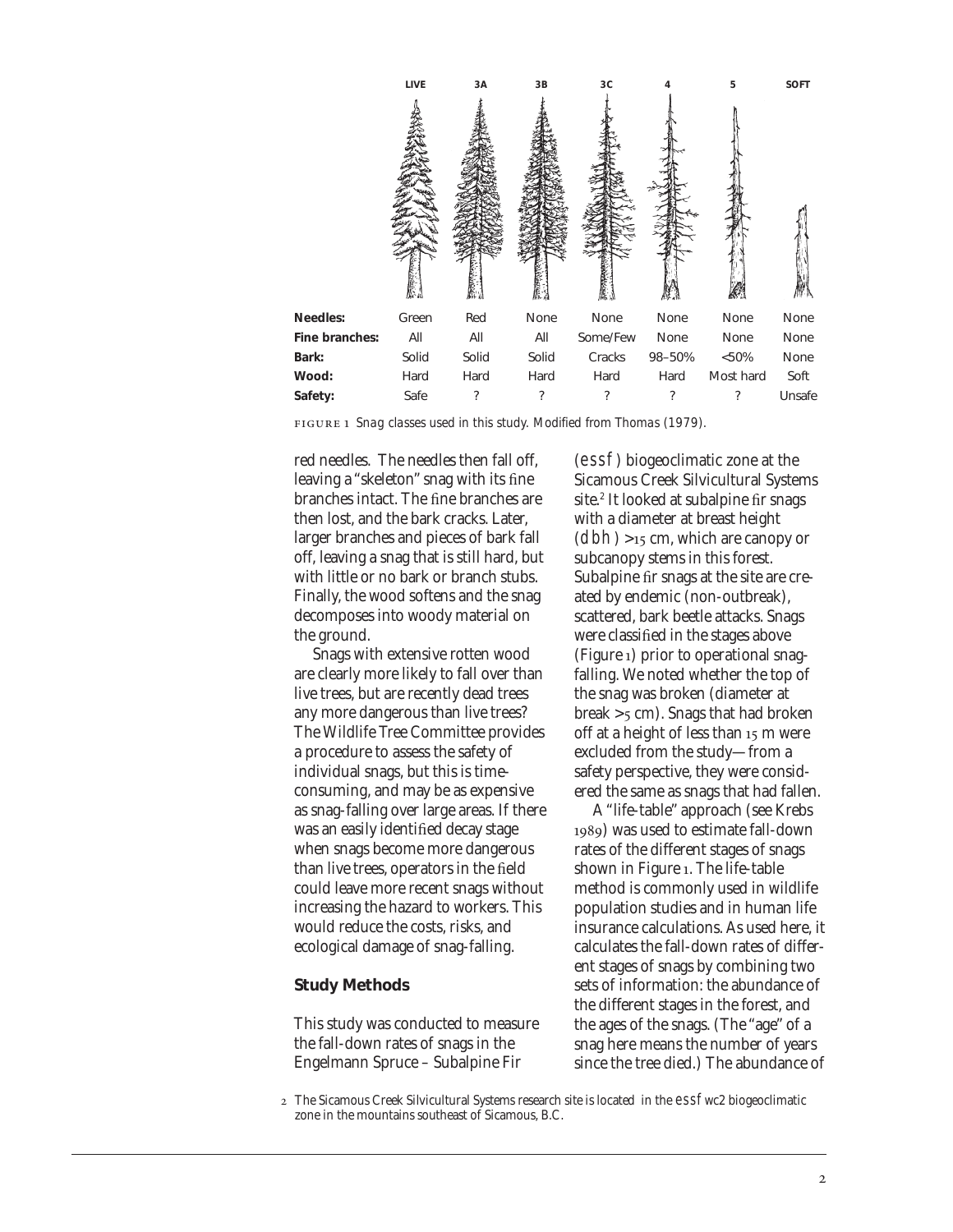| | LIVE | 3A | 3B | 3C | 4 | 5 | SOFT |
|---|---|---|---|---|---|---|---|
| **Needles:** | Green | Red | None | None | None | None | None |
| **Fine branches:** | All | All | All | Some/Few | None | None | None |
| **Bark:** | Solid | Solid | Solid | Cracks | 98–50% | <50% | None |
| **Wood:** | Hard | Hard | Hard | Hard | Hard | Most hard | Soft |
| **Safety:** | Safe | ? | ? | ? | ? | ? | Unsafe |

FIGURE 1 *Snag classes used in this study. Modified from Thomas (1979).*

red needles. The needles then fall off, leaving a "skeleton" snag with its fine branches intact. The fine branches are then lost, and the bark cracks. Later, larger branches and pieces of bark fall off, leaving a snag that is still hard, but with little or no bark or branch stubs. Finally, the wood softens and the snag decomposes into woody material on the ground.

Snags with extensive rotten wood are clearly more likely to fall over than live trees, but are recently dead trees any more dangerous than live trees? The Wildlife Tree Committee provides a procedure to assess the safety of individual snags, but this is time-consuming, and may be as expensive as snag-falling over large areas. If there was an easily identified decay stage when snags become more dangerous than live trees, operators in the field could leave more recent snags without increasing the hazard to workers. This would reduce the costs, risks, and ecological damage of snag-falling.

## Study Methods

This study was conducted to measure the fall-down rates of snags in the Engelmann Spruce – Subalpine Fir (*essf*) biogeoclimatic zone at the Sicamous Creek Silvicultural Systems site.[2] It looked at subalpine fir snags with a diameter at breast height (*dbh*) >15 cm, which are canopy or subcanopy stems in this forest. Subalpine fir snags at the site are created by endemic (non-outbreak), scattered, bark beetle attacks. Snags were classified in the stages above (Figure 1) prior to operational snag-falling. We noted whether the top of the snag was broken (diameter at break >5 cm). Snags that had broken off at a height of less than 15 m were excluded from the study—from a safety perspective, they were considered the same as snags that had fallen.

A "life-table" approach (see Krebs 1989) was used to estimate fall-down rates of the different stages of snags shown in Figure 1. The life-table method is commonly used in wildlife population studies and in human life insurance calculations. As used here, it calculates the fall-down rates of different stages of snags by combining two sets of information: the abundance of the different stages in the forest, and the ages of the snags. (The "age" of a snag here means the number of years since the tree died.) The abundance of

2 The Sicamous Creek Silvicultural Systems research site is located in the *essf* wc2 biogeoclimatic zone in the mountains southeast of Sicamous, B.C.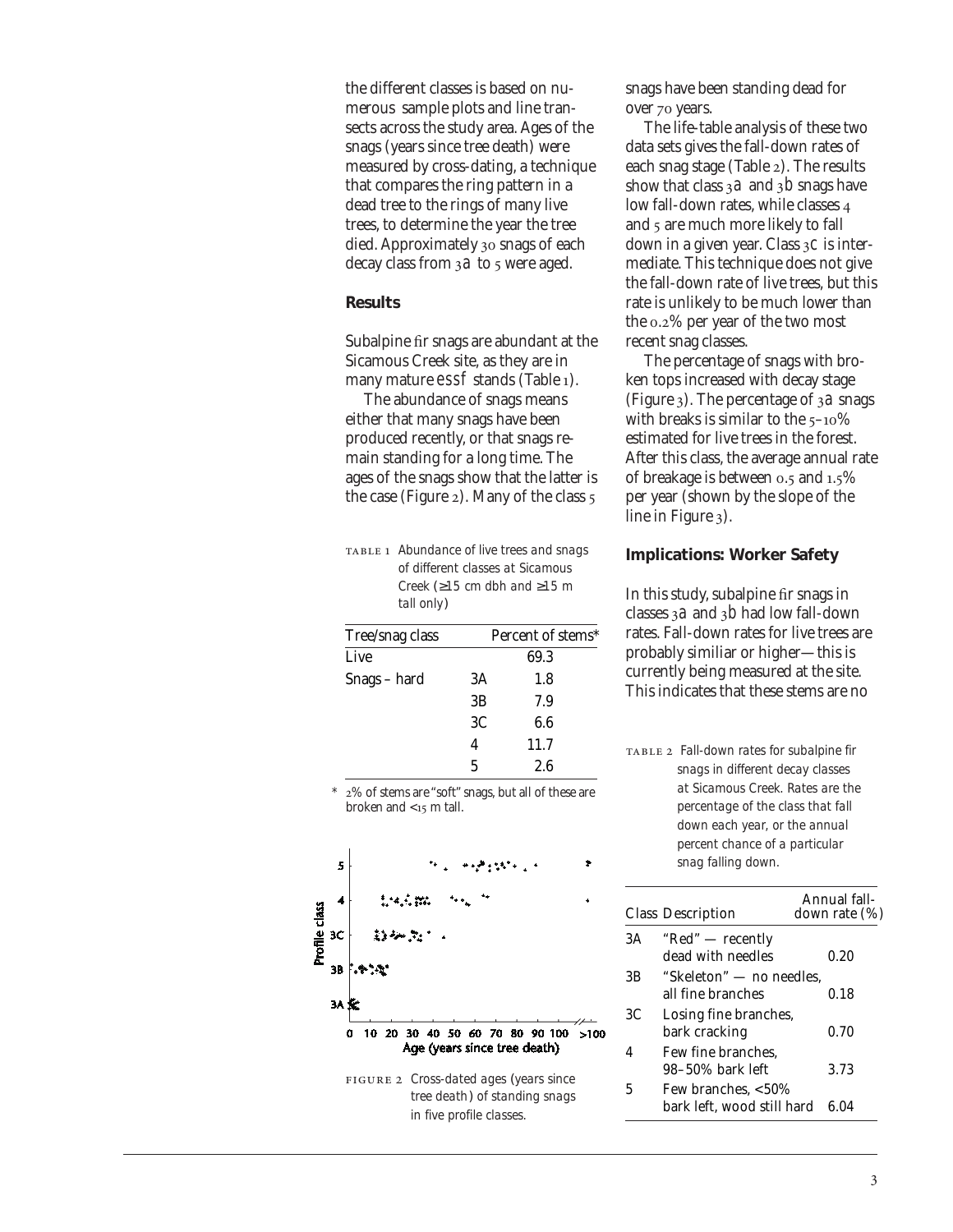the different classes is based on numerous sample plots and line transects across the study area. Ages of the snags (years since tree death) were measured by cross-dating, a technique that compares the ring pattern in a dead tree to the rings of many live trees, to determine the year the tree died. Approximately 30 snags of each decay class from 3*a* to 5 were aged.

## Results

Subalpine fir snags are abundant at the Sicamous Creek site, as they are in many mature ESSF stands (Table 1).

The abundance of snags means either that many snags have been produced recently, or that snags remain standing for a long time. The ages of the snags show that the latter is the case (Figure 2). Many of the class 5 snags have been standing dead for over 70 years.

TABLE 1 *Abundance of live trees and snags of different classes at Sicamous Creek (≥15 cm dbh and ≥15 m tall only)*

| Tree/snag class | | Percent of stems* |
|---|---|---|
| Live | | 69.3 |
| Snags – hard | 3A | 1.8 |
| | 3B | 7.9 |
| | 3C | 6.6 |
| | 4 | 11.7 |
| | 5 | 2.6 |

\* 2% of stems are "soft" snags, but all of these are broken and <15 m tall.

FIGURE 2 *Cross-dated ages (years since tree death) of standing snags in five profile classes.*

The life-table analysis of these two data sets gives the fall-down rates of each snag stage (Table 2). The results show that class 3*a* and 3*b* snags have low fall-down rates, while classes 4 and 5 are much more likely to fall down in a given year. Class 3*c* is intermediate. This technique does not give the fall-down rate of live trees, but this rate is unlikely to be much lower than the 0.2% per year of the two most recent snag classes.

The percentage of snags with broken tops increased with decay stage (Figure 3). The percentage of 3*a* snags with breaks is similar to the 5–10% estimated for live trees in the forest. After this class, the average annual rate of breakage is between 0.5 and 1.5% per year (shown by the slope of the line in Figure 3).

## Implications: Worker Safety

In this study, subalpine fir snags in classes 3*a* and 3*b* had low fall-down rates. Fall-down rates for live trees are probably similiar or higher—this is currently being measured at the site. This indicates that these stems are no

TABLE 2 *Fall-down rates for subalpine fir snags in different decay classes at Sicamous Creek. Rates are the percentage of the class that fall down each year, or the annual percent chance of a particular snag falling down.*

| Class | Description | Annual fall-down rate (%) |
|---|---|---|
| 3A | "Red" — recently dead with needles | 0.20 |
| 3B | "Skeleton" — no needles, all fine branches | 0.18 |
| 3C | Losing fine branches, bark cracking | 0.70 |
| 4 | Few fine branches, 98–50% bark left | 3.73 |
| 5 | Few branches, <50% bark left, wood still hard | 6.04 |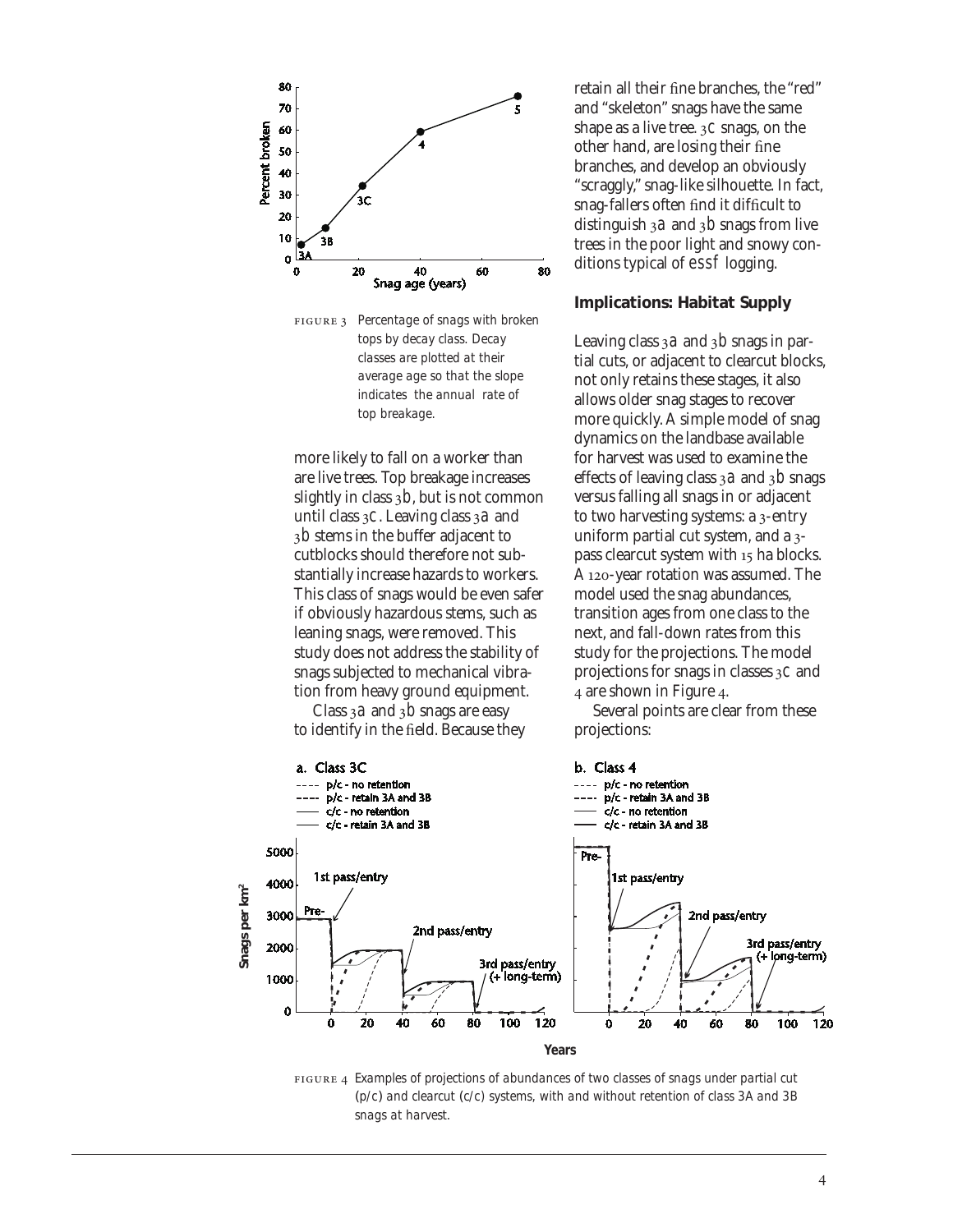FIGURE 3 Percentage of snags with broken tops by decay class. Decay classes are plotted at their average age so that the slope indicates the annual rate of top breakage.

more likely to fall on a worker than are live trees. Top breakage increases slightly in class 3b, but is not common until class 3c. Leaving class 3a and 3b stems in the buffer adjacent to cutblocks should therefore not substantially increase hazards to workers. This class of snags would be even safer if obviously hazardous stems, such as leaning snags, were removed. This study does not address the stability of snags subjected to mechanical vibration from heavy ground equipment.

Class 3a and 3b snags are easy to identify in the field. Because they retain all their fine branches, the "red" and "skeleton" snags have the same shape as a live tree. 3c snags, on the other hand, are losing their fine branches, and develop an obviously "scraggly," snag-like silhouette. In fact, snag-fallers often find it difficult to distinguish 3a and 3b snags from live trees in the poor light and snowy conditions typical of ESSF logging.

### Implications: Habitat Supply

Leaving class 3a and 3b snags in partial cuts, or adjacent to clearcut blocks, not only retains these stages, it also allows older snag stages to recover more quickly. A simple model of snag dynamics on the landbase available for harvest was used to examine the effects of leaving class 3a and 3b snags versus falling all snags in or adjacent to two harvesting systems: a 3-entry uniform partial cut system, and a 3-pass clearcut system with 15 ha blocks. A 120-year rotation was assumed. The model used the snag abundances, transition ages from one class to the next, and fall-down rates from this study for the projections. The model projections for snags in classes 3c and 4 are shown in Figure 4.

Several points are clear from these projections:

FIGURE 4 Examples of projections of abundances of two classes of snags under partial cut (p/c) and clearcut (c/c) systems, with and without retention of class 3A and 3B snags at harvest.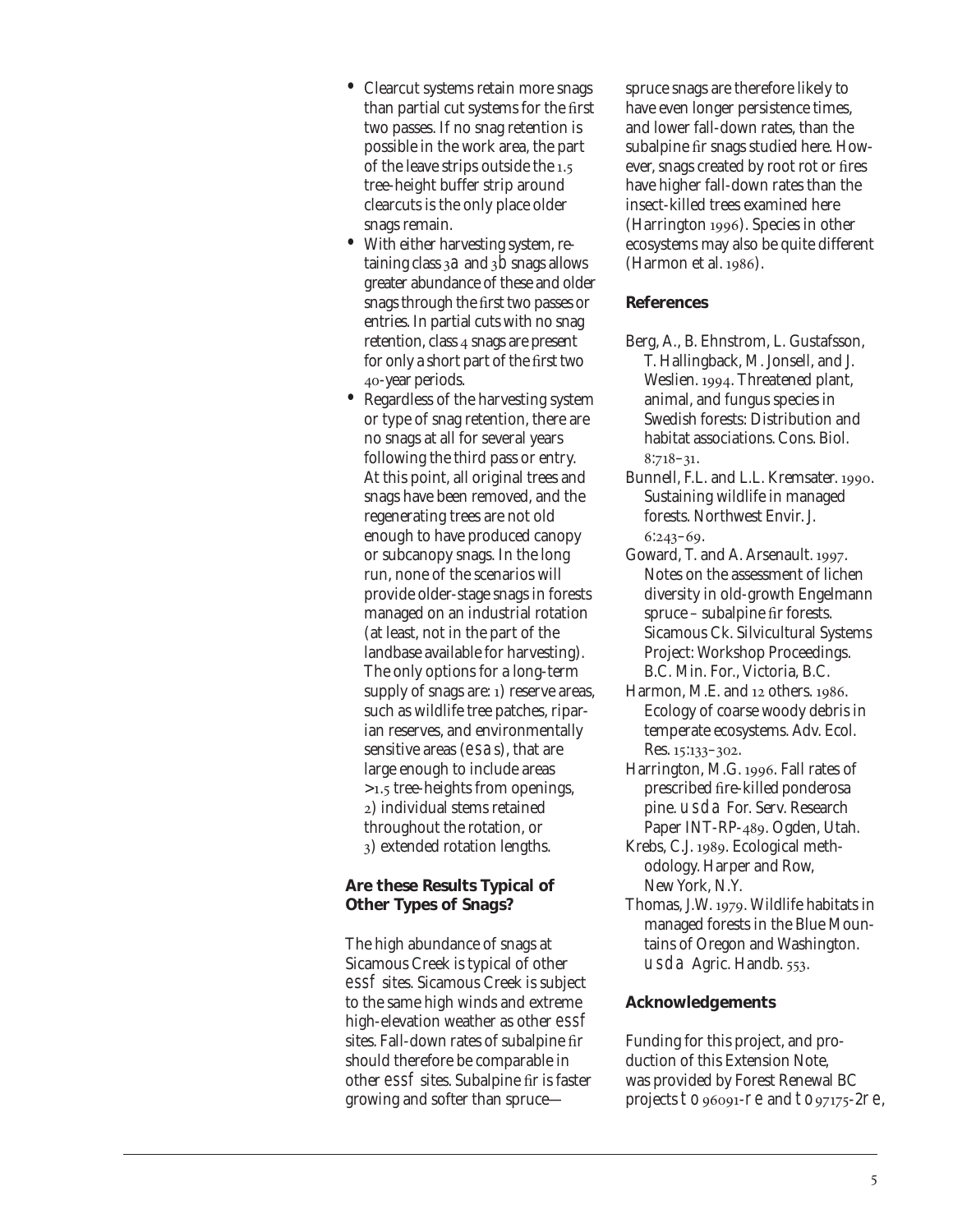- Clearcut systems retain more snags than partial cut systems for the first two passes. If no snag retention is possible in the work area, the part of the leave strips outside the 1.5 tree-height buffer strip around clearcuts is the only place older snags remain.
- With either harvesting system, retaining class 3a and 3b snags allows greater abundance of these and older snags through the first two passes or entries. In partial cuts with no snag retention, class 4 snags are present for only a short part of the first two 40-year periods.
- Regardless of the harvesting system or type of snag retention, there are no snags at all for several years following the third pass or entry. At this point, all original trees and snags have been removed, and the regenerating trees are not old enough to have produced canopy or subcanopy snags. In the long run, none of the scenarios will provide older-stage snags in forests managed on an industrial rotation (at least, not in the part of the landbase available for harvesting). The only options for a long-term supply of snags are: 1) reserve areas, such as wildlife tree patches, riparian reserves, and environmentally sensitive areas (esas), that are large enough to include areas >1.5 tree-heights from openings, 2) individual stems retained throughout the rotation, or 3) extended rotation lengths.

### Are these Results Typical of Other Types of Snags?

The high abundance of snags at Sicamous Creek is typical of other essf sites. Sicamous Creek is subject to the same high winds and extreme high-elevation weather as other essf sites. Fall-down rates of subalpine fir should therefore be comparable in other essf sites. Subalpine fir is faster growing and softer than spruce—spruce snags are therefore likely to have even longer persistence times, and lower fall-down rates, than the subalpine fir snags studied here. However, snags created by root rot or fires have higher fall-down rates than the insect-killed trees examined here (Harrington 1996). Species in other ecosystems may also be quite different (Harmon et al. 1986).

### References

Berg, A., B. Ehnstrom, L. Gustafsson, T. Hallingback, M. Jonsell, and J. Weslien. 1994. Threatened plant, animal, and fungus species in Swedish forests: Distribution and habitat associations. Cons. Biol. 8:718–31.

Bunnell, F.L. and L.L. Kremsater. 1990. Sustaining wildlife in managed forests. Northwest Envir. J. 6:243–69.

Goward, T. and A. Arsenault. 1997. Notes on the assessment of lichen diversity in old-growth Engelmann spruce – subalpine fir forests. Sicamous Ck. Silvicultural Systems Project: Workshop Proceedings. B.C. Min. For., Victoria, B.C.

Harmon, M.E. and 12 others. 1986. Ecology of coarse woody debris in temperate ecosystems. Adv. Ecol. Res. 15:133–302.

Harrington, M.G. 1996. Fall rates of prescribed fire-killed ponderosa pine. usda For. Serv. Research Paper INT-RP-489. Ogden, Utah.

Krebs, C.J. 1989. Ecological methodology. Harper and Row, New York, N.Y.

Thomas, J.W. 1979. Wildlife habitats in managed forests in the Blue Mountains of Oregon and Washington. usda Agric. Handb. 553.

### Acknowledgements

Funding for this project, and production of this Extension Note, was provided by Forest Renewal BC projects to96091-re and to97175-2re,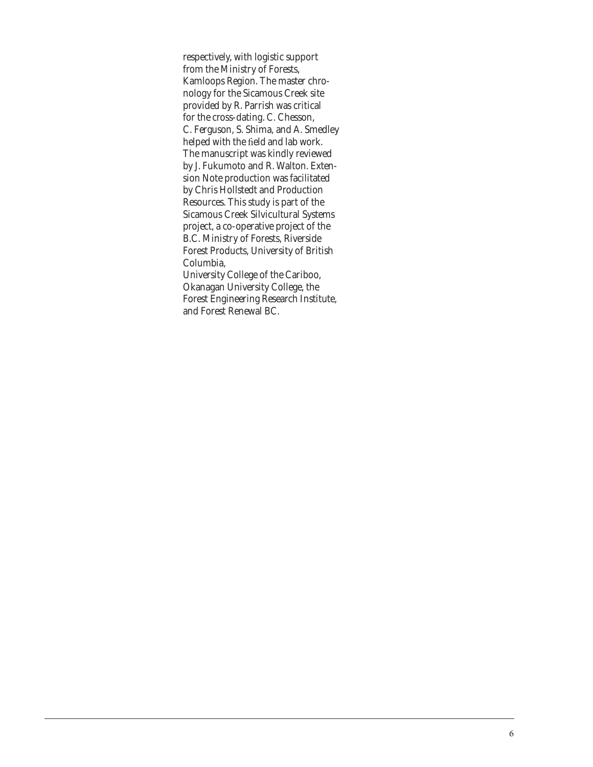respectively, with logistic support from the Ministry of Forests, Kamloops Region. The master chronology for the Sicamous Creek site provided by R. Parrish was critical for the cross-dating. C. Chesson, C. Ferguson, S. Shima, and A. Smedley helped with the field and lab work. The manuscript was kindly reviewed by J. Fukumoto and R. Walton. Extension Note production was facilitated by Chris Hollstedt and Production Resources. This study is part of the Sicamous Creek Silvicultural Systems project, a co-operative project of the B.C. Ministry of Forests, Riverside Forest Products, University of British Columbia, University College of the Cariboo, Okanagan University College, the Forest Engineering Research Institute, and Forest Renewal BC.